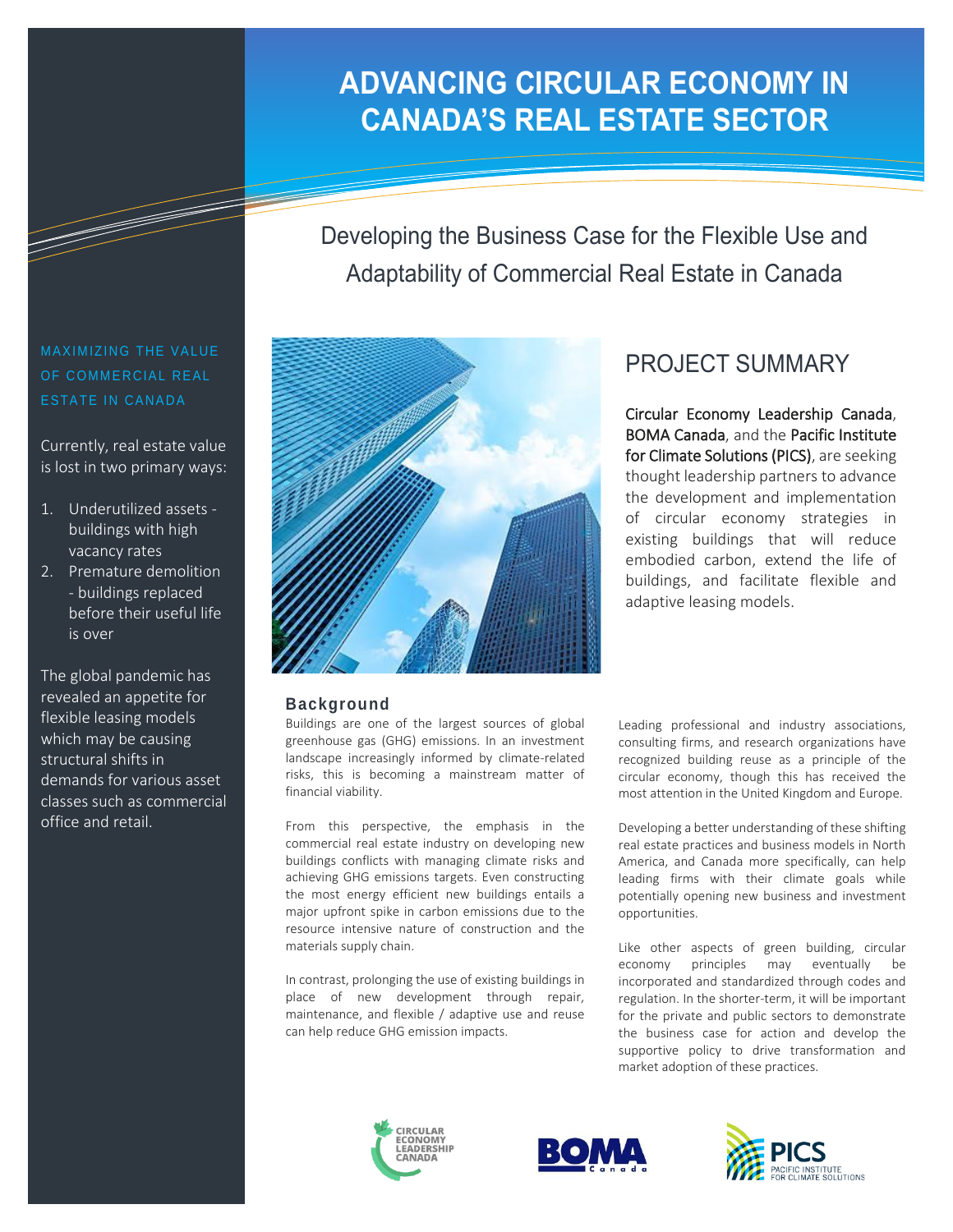# ADVANCING CIRCULAR ECONOMY IN CANADA'S REAL ESTATE SECTOR

## Developing the Business Case for the Flexible Use and Adaptability of Commercial Real Estate in Canada

### MAXIMIZING THE VALUE OF COMMERCIAL REAL ESTATE IN CANADA

Currently, real estate value is lost in two primary ways:

1. Underutilized assets - buildings with high vacancy rates
2. Premature demolition - buildings replaced before their useful life is over

The global pandemic has revealed an appetite for flexible leasing models which may be causing structural shifts in demands for various asset classes such as commercial office and retail.

## PROJECT SUMMARY

Circular Economy Leadership Canada, BOMA Canada, and the Pacific Institute for Climate Solutions (PICS), are seeking thought leadership partners to advance the development and implementation of circular economy strategies in existing buildings that will reduce embodied carbon, extend the life of buildings, and facilitate flexible and adaptive leasing models.

### Background

Buildings are one of the largest sources of global greenhouse gas (GHG) emissions. In an investment landscape increasingly informed by climate-related risks, this is becoming a mainstream matter of financial viability.

From this perspective, the emphasis in the commercial real estate industry on developing new buildings conflicts with managing climate risks and achieving GHG emissions targets. Even constructing the most energy efficient new buildings entails a major upfront spike in carbon emissions due to the resource intensive nature of construction and the materials supply chain.

In contrast, prolonging the use of existing buildings in place of new development through repair, maintenance, and flexible / adaptive use and reuse can help reduce GHG emission impacts.

Leading professional and industry associations, consulting firms, and research organizations have recognized building reuse as a principle of the circular economy, though this has received the most attention in the United Kingdom and Europe.

Developing a better understanding of these shifting real estate practices and business models in North America, and Canada more specifically, can help leading firms with their climate goals while potentially opening new business and investment opportunities.

Like other aspects of green building, circular economy principles may eventually be incorporated and standardized through codes and regulation. In the shorter-term, it will be important for the private and public sectors to demonstrate the business case for action and develop the supportive policy to drive transformation and market adoption of these practices.

CIRCULAR ECONOMY LEADERSHIP CANADA

BOMA Canada

PICS PACIFIC INSTITUTE FOR CLIMATE SOLUTIONS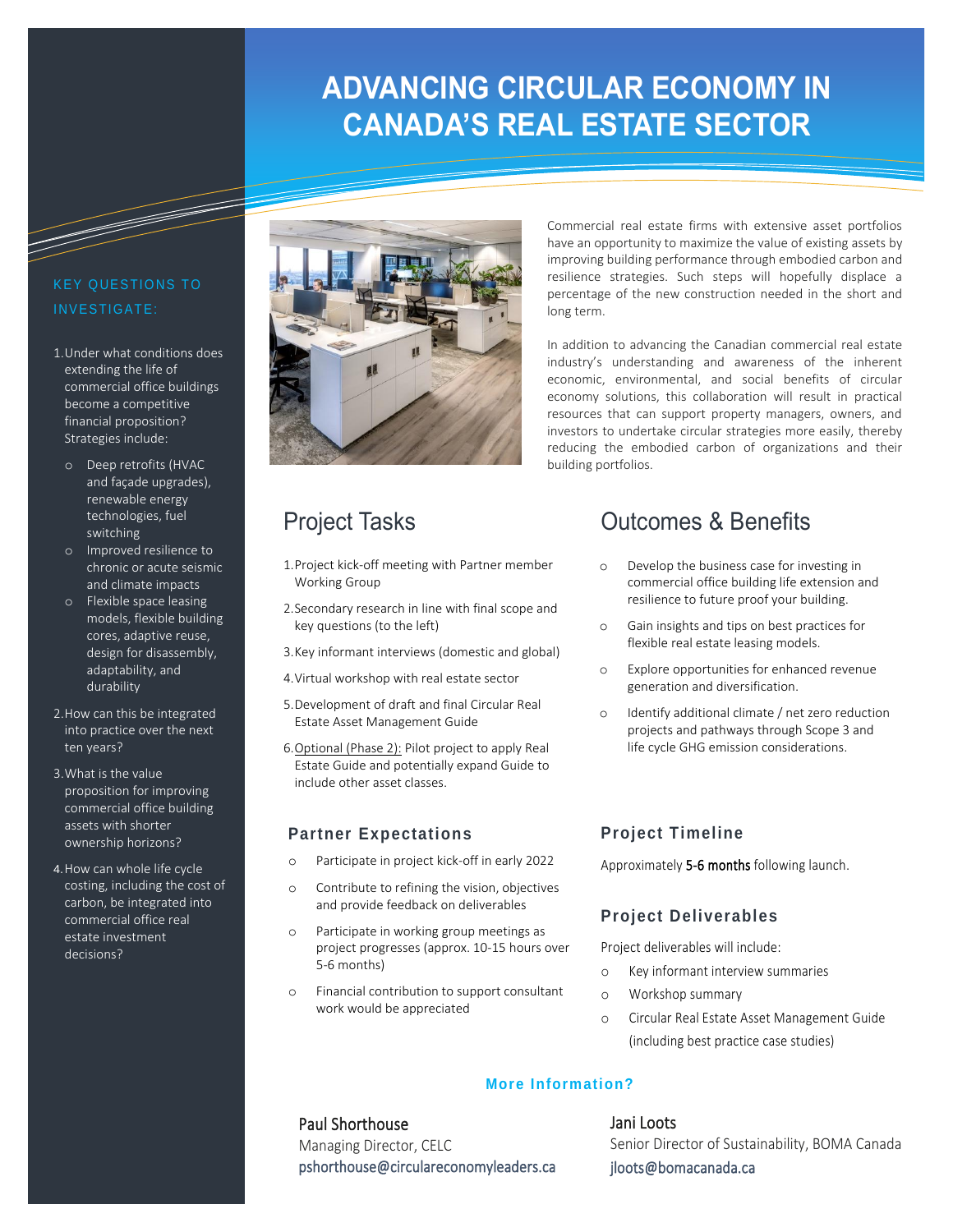# ADVANCING CIRCULAR ECONOMY IN CANADA'S REAL ESTATE SECTOR

Commercial real estate firms with extensive asset portfolios have an opportunity to maximize the value of existing assets by improving building performance through embodied carbon and resilience strategies. Such steps will hopefully displace a percentage of the new construction needed in the short and long term.

In addition to advancing the Canadian commercial real estate industry's understanding and awareness of the inherent economic, environmental, and social benefits of circular economy solutions, this collaboration will result in practical resources that can support property managers, owners, and investors to undertake circular strategies more easily, thereby reducing the embodied carbon of organizations and their building portfolios.

### KEY QUESTIONS TO INVESTIGATE:

1. Under what conditions does extending the life of commercial office buildings become a competitive financial proposition? Strategies include:
   - Deep retrofits (HVAC and façade upgrades), renewable energy technologies, fuel switching
   - Improved resilience to chronic or acute seismic and climate impacts
   - Flexible space leasing models, flexible building cores, adaptive reuse, design for disassembly, adaptability, and durability
2. How can this be integrated into practice over the next ten years?
3. What is the value proposition for improving commercial office building assets with shorter ownership horizons?
4. How can whole life cycle costing, including the cost of carbon, be integrated into commercial office real estate investment decisions?

## Project Tasks

1. Project kick-off meeting with Partner member Working Group
2. Secondary research in line with final scope and key questions (to the left)
3. Key informant interviews (domestic and global)
4. Virtual workshop with real estate sector
5. Development of draft and final Circular Real Estate Asset Management Guide
6. Optional (Phase 2): Pilot project to apply Real Estate Guide and potentially expand Guide to include other asset classes.

## Outcomes & Benefits

- Develop the business case for investing in commercial office building life extension and resilience to future proof your building.
- Gain insights and tips on best practices for flexible real estate leasing models.
- Explore opportunities for enhanced revenue generation and diversification.
- Identify additional climate / net zero reduction projects and pathways through Scope 3 and life cycle GHG emission considerations.

### Partner Expectations

- Participate in project kick-off in early 2022
- Contribute to refining the vision, objectives and provide feedback on deliverables
- Participate in working group meetings as project progresses (approx. 10-15 hours over 5-6 months)
- Financial contribution to support consultant work would be appreciated

### Project Timeline

Approximately **5-6 months** following launch.

### Project Deliverables

Project deliverables will include:

- Key informant interview summaries
- Workshop summary
- Circular Real Estate Asset Management Guide (including best practice case studies)

### More Information?

Paul Shorthouse
Managing Director, CELC
pshorthouse@circulareconomyleaders.ca

Jani Loots
Senior Director of Sustainability, BOMA Canada
jloots@bomacanada.ca